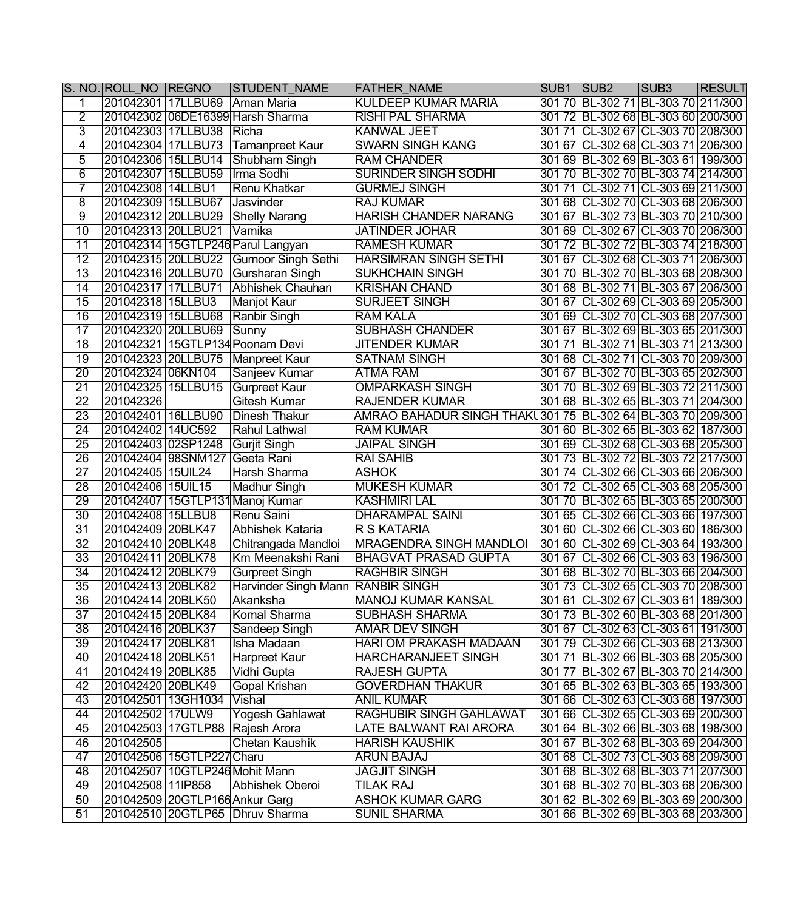| S. NO. | ROLL_NO | REGNO | STUDENT_NAME | FATHER_NAME | SUB1 | SUB2 | SUB3 | RESULT |
|---|---|---|---|---|---|---|---|---|
| 1 | 201042301 | 17LLBU69 | Aman Maria | KULDEEP KUMAR MARIA | 301 70 | BL-302 71 | BL-303 70 | 211/300 |
| 2 | 201042302 | 06DE16399 | Harsh Sharma | RISHI PAL SHARMA | 301 72 | BL-302 68 | BL-303 60 | 200/300 |
| 3 | 201042303 | 17LLBU38 | Richa | KANWAL JEET | 301 71 | CL-302 67 | CL-303 70 | 208/300 |
| 4 | 201042304 | 17LLBU73 | Tamanpreet Kaur | SWARN SINGH KANG | 301 67 | CL-302 68 | CL-303 71 | 206/300 |
| 5 | 201042306 | 15LLBU14 | Shubham Singh | RAM CHANDER | 301 69 | BL-302 69 | BL-303 61 | 199/300 |
| 6 | 201042307 | 15LLBU59 | Irma Sodhi | SURINDER SINGH SODHI | 301 70 | BL-302 70 | BL-303 74 | 214/300 |
| 7 | 201042308 | 14LLBU1 | Renu Khatkar | GURMEJ SINGH | 301 71 | CL-302 71 | CL-303 69 | 211/300 |
| 8 | 201042309 | 15LLBU67 | Jasvinder | RAJ KUMAR | 301 68 | CL-302 70 | CL-303 68 | 206/300 |
| 9 | 201042312 | 20LLBU29 | Shelly Narang | HARISH CHANDER NARANG | 301 67 | BL-302 73 | BL-303 70 | 210/300 |
| 10 | 201042313 | 20LLBU21 | Vamika | JATINDER JOHAR | 301 69 | CL-302 67 | CL-303 70 | 206/300 |
| 11 | 201042314 | 15GTLP246 | Parul Langyan | RAMESH KUMAR | 301 72 | BL-302 72 | BL-303 74 | 218/300 |
| 12 | 201042315 | 20LLBU22 | Gurnoor Singh Sethi | HARSIMRAN SINGH SETHI | 301 67 | CL-302 68 | CL-303 71 | 206/300 |
| 13 | 201042316 | 20LLBU70 | Gursharan Singh | SUKHCHAIN SINGH | 301 70 | BL-302 70 | BL-303 68 | 208/300 |
| 14 | 201042317 | 17LLBU71 | Abhishek Chauhan | KRISHAN CHAND | 301 68 | BL-302 71 | BL-303 67 | 206/300 |
| 15 | 201042318 | 15LLBU3 | Manjot Kaur | SURJEET SINGH | 301 67 | CL-302 69 | CL-303 69 | 205/300 |
| 16 | 201042319 | 15LLBU68 | Ranbir Singh | RAM KALA | 301 69 | CL-302 70 | CL-303 68 | 207/300 |
| 17 | 201042320 | 20LLBU69 | Sunny | SUBHASH CHANDER | 301 67 | BL-302 69 | BL-303 65 | 201/300 |
| 18 | 201042321 | 15GTLP134 | Poonam Devi | JITENDER KUMAR | 301 71 | BL-302 71 | BL-303 71 | 213/300 |
| 19 | 201042323 | 20LLBU75 | Manpreet Kaur | SATNAM SINGH | 301 68 | CL-302 71 | CL-303 70 | 209/300 |
| 20 | 201042324 | 06KN104 | Sanjeev Kumar | ATMA RAM | 301 67 | BL-302 70 | BL-303 65 | 202/300 |
| 21 | 201042325 | 15LLBU15 | Gurpreet Kaur | OMPARKASH SINGH | 301 70 | BL-302 69 | BL-303 72 | 211/300 |
| 22 | 201042326 | | Gitesh Kumar | RAJENDER KUMAR | 301 68 | BL-302 65 | BL-303 71 | 204/300 |
| 23 | 201042401 | 16LLBU90 | Dinesh Thakur | AMRAO BAHADUR SINGH THAKU | 301 75 | BL-302 64 | BL-303 70 | 209/300 |
| 24 | 201042402 | 14UC592 | Rahul Lathwal | RAM KUMAR | 301 60 | BL-302 65 | BL-303 62 | 187/300 |
| 25 | 201042403 | 02SP1248 | Gurjit Singh | JAIPAL SINGH | 301 69 | CL-302 68 | CL-303 68 | 205/300 |
| 26 | 201042404 | 98SNM127 | Geeta Rani | RAI SAHIB | 301 73 | BL-302 72 | BL-303 72 | 217/300 |
| 27 | 201042405 | 15UIL24 | Harsh Sharma | ASHOK | 301 74 | CL-302 66 | CL-303 66 | 206/300 |
| 28 | 201042406 | 15UIL15 | Madhur Singh | MUKESH KUMAR | 301 72 | CL-302 65 | CL-303 68 | 205/300 |
| 29 | 201042407 | 15GTLP131 | Manoj Kumar | KASHMIRI LAL | 301 70 | BL-302 65 | BL-303 65 | 200/300 |
| 30 | 201042408 | 15LLBU8 | Renu Saini | DHARAMPAL SAINI | 301 65 | CL-302 66 | CL-303 66 | 197/300 |
| 31 | 201042409 | 20BLK47 | Abhishek Kataria | R S KATARIA | 301 60 | CL-302 66 | CL-303 60 | 186/300 |
| 32 | 201042410 | 20BLK48 | Chitrangada Mandloi | MRAGENDRA SINGH MANDLOI | 301 60 | CL-302 69 | CL-303 64 | 193/300 |
| 33 | 201042411 | 20BLK78 | Km Meenakshi Rani | BHAGVAT PRASAD GUPTA | 301 67 | CL-302 66 | CL-303 63 | 196/300 |
| 34 | 201042412 | 20BLK79 | Gurpreet Singh | RAGHBIR SINGH | 301 68 | BL-302 70 | BL-303 66 | 204/300 |
| 35 | 201042413 | 20BLK82 | Harvinder Singh Mann | RANBIR SINGH | 301 73 | CL-302 65 | CL-303 70 | 208/300 |
| 36 | 201042414 | 20BLK50 | Akanksha | MANOJ KUMAR KANSAL | 301 61 | CL-302 67 | CL-303 61 | 189/300 |
| 37 | 201042415 | 20BLK84 | Komal Sharma | SUBHASH SHARMA | 301 73 | BL-302 60 | BL-303 68 | 201/300 |
| 38 | 201042416 | 20BLK37 | Sandeep Singh | AMAR DEV SINGH | 301 67 | CL-302 63 | CL-303 61 | 191/300 |
| 39 | 201042417 | 20BLK81 | Isha Madaan | HARI OM PRAKASH MADAAN | 301 79 | CL-302 66 | CL-303 68 | 213/300 |
| 40 | 201042418 | 20BLK51 | Harpreet Kaur | HARCHARANJEET SINGH | 301 71 | BL-302 66 | BL-303 68 | 205/300 |
| 41 | 201042419 | 20BLK85 | Vidhi Gupta | RAJESH GUPTA | 301 77 | BL-302 67 | BL-303 70 | 214/300 |
| 42 | 201042420 | 20BLK49 | Gopal Krishan | GOVERDHAN THAKUR | 301 65 | BL-302 63 | BL-303 65 | 193/300 |
| 43 | 201042501 | 13GH1034 | Vishal | ANIL KUMAR | 301 66 | CL-302 63 | CL-303 68 | 197/300 |
| 44 | 201042502 | 17ULW9 | Yogesh Gahlawat | RAGHUBIR SINGH GAHLAWAT | 301 66 | CL-302 65 | CL-303 69 | 200/300 |
| 45 | 201042503 | 17GTLP88 | Rajesh Arora | LATE BALWANT RAI ARORA | 301 64 | BL-302 66 | BL-303 68 | 198/300 |
| 46 | 201042505 | | Chetan Kaushik | HARISH KAUSHIK | 301 67 | BL-302 68 | BL-303 69 | 204/300 |
| 47 | 201042506 | 15GTLP227 | Charu | ARUN BAJAJ | 301 68 | CL-302 73 | CL-303 68 | 209/300 |
| 48 | 201042507 | 10GTLP246 | Mohit Mann | JAGJIT SINGH | 301 68 | BL-302 68 | BL-303 71 | 207/300 |
| 49 | 201042508 | 11IP858 | Abhishek Oberoi | TILAK RAJ | 301 68 | BL-302 70 | BL-303 68 | 206/300 |
| 50 | 201042509 | 20GTLP166 | Ankur Garg | ASHOK KUMAR GARG | 301 62 | BL-302 69 | BL-303 69 | 200/300 |
| 51 | 201042510 | 20GTLP65 | Dhruv Sharma | SUNIL SHARMA | 301 66 | BL-302 69 | BL-303 68 | 203/300 |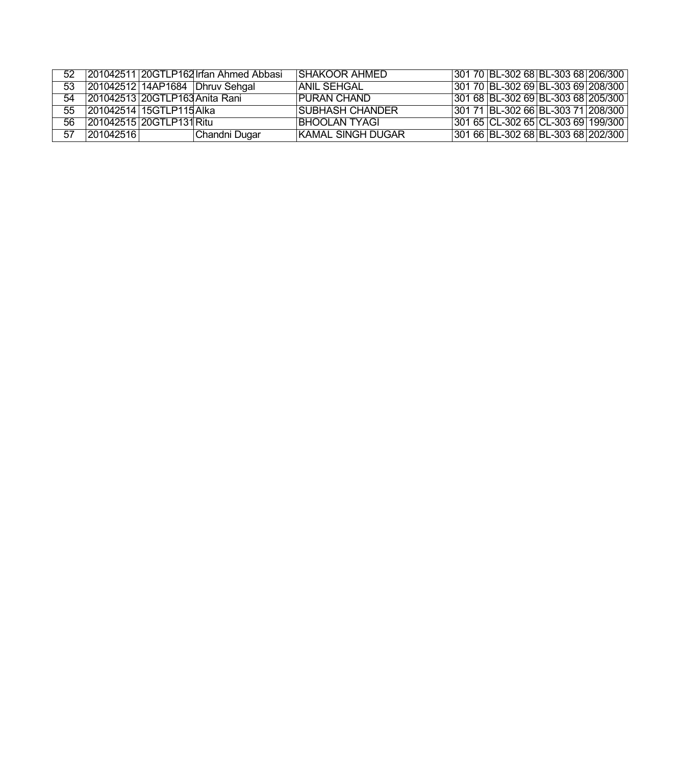| | | | | | | | | | |
|---|---|---|---|---|---|---|---|---|---|
| 52 | 201042511 | 20GTLP162 | Irfan Ahmed Abbasi | SHAKOOR AHMED | 301 70 | BL-302 68 | BL-303 68 | 206/300 |
| 53 | 201042512 | 14AP1684 | Dhruv Sehgal | ANIL SEHGAL | 301 70 | BL-302 69 | BL-303 69 | 208/300 |
| 54 | 201042513 | 20GTLP163 | Anita Rani | PURAN CHAND | 301 68 | BL-302 69 | BL-303 68 | 205/300 |
| 55 | 201042514 | 15GTLP115 | Alka | SUBHASH CHANDER | 301 71 | BL-302 66 | BL-303 71 | 208/300 |
| 56 | 201042515 | 20GTLP131 | Ritu | BHOOLAN TYAGI | 301 65 | CL-302 65 | CL-303 69 | 199/300 |
| 57 | 201042516 | | Chandni Dugar | KAMAL SINGH DUGAR | 301 66 | BL-302 68 | BL-303 68 | 202/300 |